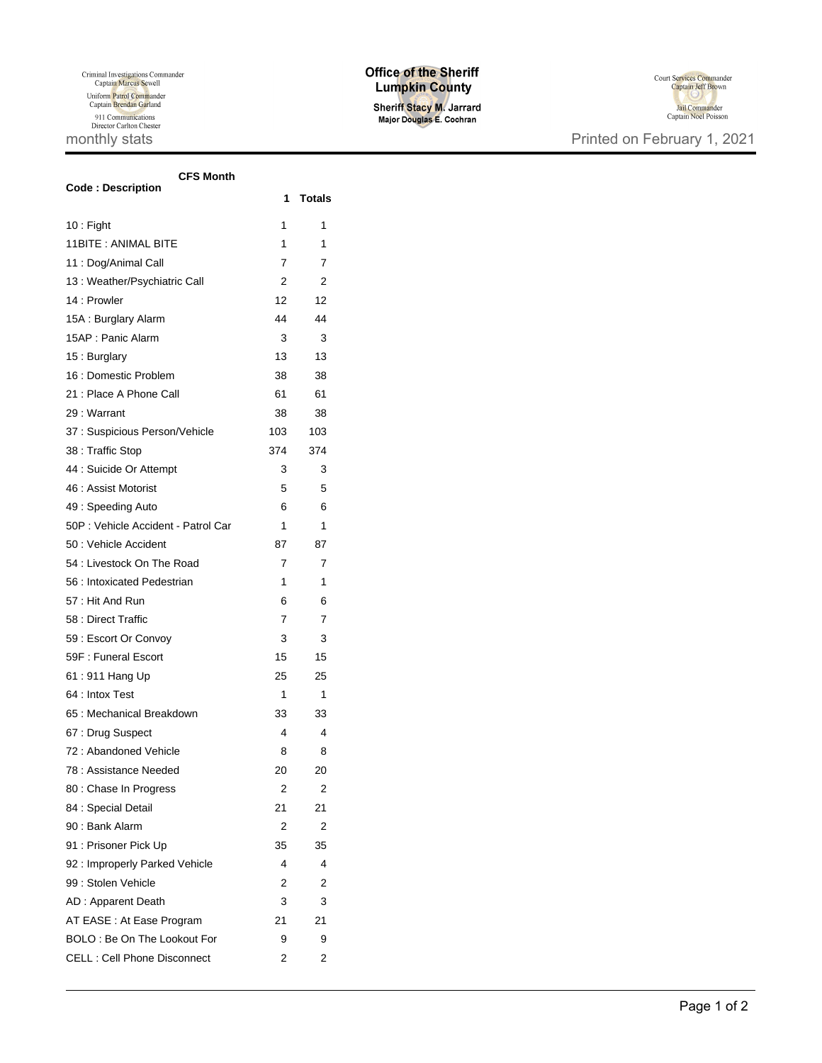Criminal Investigations Commander
Captain Marcus Sewell
Uniform Patrol Commander
Captain Brendan Garland
911 Communications
Director Carlton Chester

**Office of the Sheriff**
**Lumpkin County**
**Sheriff Stacy M. Jarrard**
**Major Douglas E. Cochran**

Court Services Commander
Captain Jeff Brown
Jail Commander
Captain Noel Poisson

monthly stats

Printed on February 1, 2021

| Code : Description | CFS Month 1 | Totals |
|---|---|---|
| 10 : Fight | 1 | 1 |
| 11BITE : ANIMAL BITE | 1 | 1 |
| 11 : Dog/Animal Call | 7 | 7 |
| 13 : Weather/Psychiatric Call | 2 | 2 |
| 14 : Prowler | 12 | 12 |
| 15A : Burglary Alarm | 44 | 44 |
| 15AP : Panic Alarm | 3 | 3 |
| 15 : Burglary | 13 | 13 |
| 16 : Domestic Problem | 38 | 38 |
| 21 : Place A Phone Call | 61 | 61 |
| 29 : Warrant | 38 | 38 |
| 37 : Suspicious Person/Vehicle | 103 | 103 |
| 38 : Traffic Stop | 374 | 374 |
| 44 : Suicide Or Attempt | 3 | 3 |
| 46 : Assist Motorist | 5 | 5 |
| 49 : Speeding Auto | 6 | 6 |
| 50P : Vehicle Accident - Patrol Car | 1 | 1 |
| 50 : Vehicle Accident | 87 | 87 |
| 54 : Livestock On The Road | 7 | 7 |
| 56 : Intoxicated Pedestrian | 1 | 1 |
| 57 : Hit And Run | 6 | 6 |
| 58 : Direct Traffic | 7 | 7 |
| 59 : Escort Or Convoy | 3 | 3 |
| 59F : Funeral Escort | 15 | 15 |
| 61 : 911 Hang Up | 25 | 25 |
| 64 : Intox Test | 1 | 1 |
| 65 : Mechanical Breakdown | 33 | 33 |
| 67 : Drug Suspect | 4 | 4 |
| 72 : Abandoned Vehicle | 8 | 8 |
| 78 : Assistance Needed | 20 | 20 |
| 80 : Chase In Progress | 2 | 2 |
| 84 : Special Detail | 21 | 21 |
| 90 : Bank Alarm | 2 | 2 |
| 91 : Prisoner Pick Up | 35 | 35 |
| 92 : Improperly Parked Vehicle | 4 | 4 |
| 99 : Stolen Vehicle | 2 | 2 |
| AD : Apparent Death | 3 | 3 |
| AT EASE : At Ease Program | 21 | 21 |
| BOLO : Be On The Lookout For | 9 | 9 |
| CELL : Cell Phone Disconnect | 2 | 2 |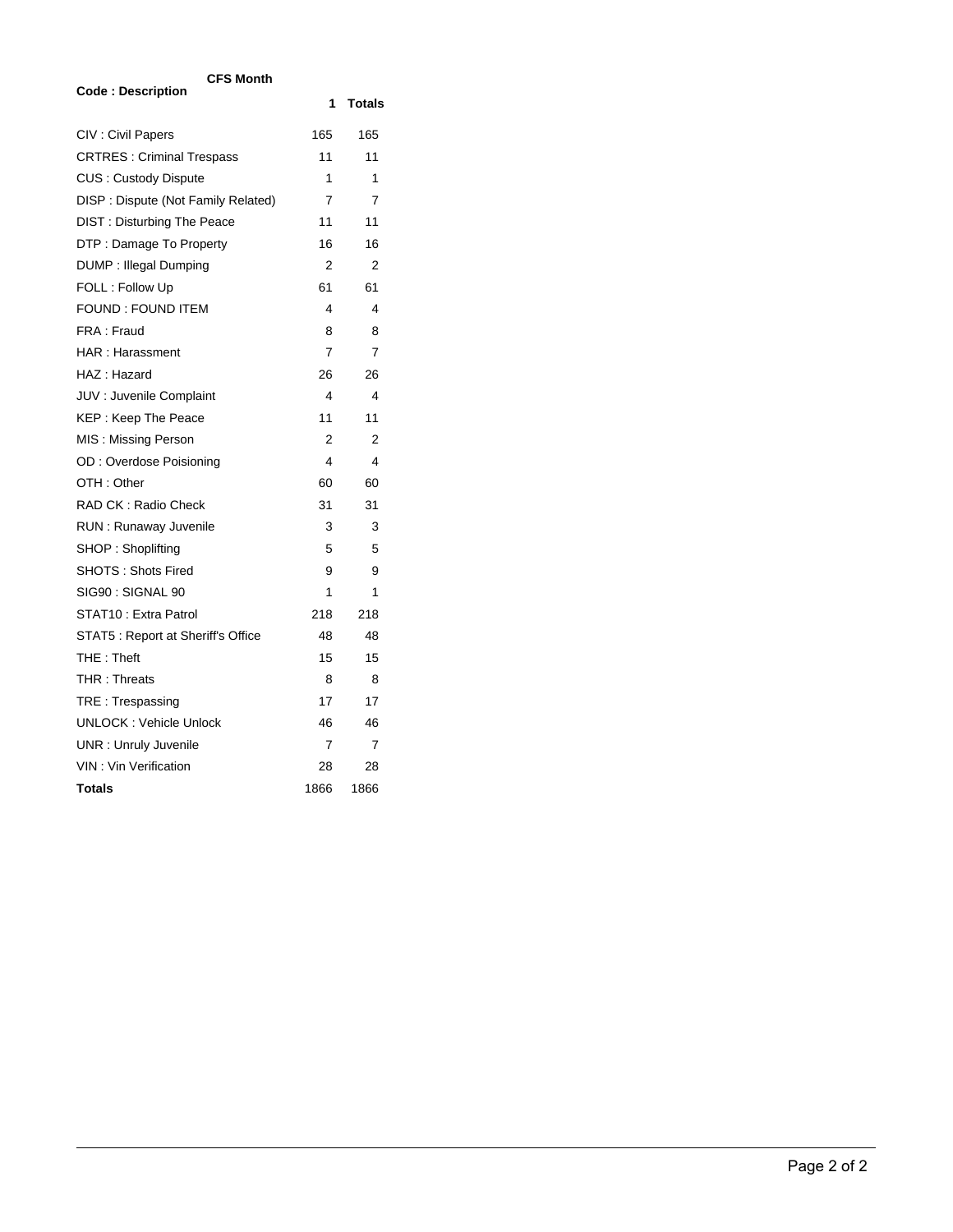| Code : Description | CFS Month 1 | Totals |
| --- | --- | --- |
| CIV : Civil Papers | 165 | 165 |
| CRTRES : Criminal Trespass | 11 | 11 |
| CUS : Custody Dispute | 1 | 1 |
| DISP : Dispute (Not Family Related) | 7 | 7 |
| DIST : Disturbing The Peace | 11 | 11 |
| DTP : Damage To Property | 16 | 16 |
| DUMP : Illegal Dumping | 2 | 2 |
| FOLL : Follow Up | 61 | 61 |
| FOUND : FOUND ITEM | 4 | 4 |
| FRA : Fraud | 8 | 8 |
| HAR : Harassment | 7 | 7 |
| HAZ : Hazard | 26 | 26 |
| JUV : Juvenile Complaint | 4 | 4 |
| KEP : Keep The Peace | 11 | 11 |
| MIS : Missing Person | 2 | 2 |
| OD : Overdose Poisioning | 4 | 4 |
| OTH : Other | 60 | 60 |
| RAD CK : Radio Check | 31 | 31 |
| RUN : Runaway Juvenile | 3 | 3 |
| SHOP : Shoplifting | 5 | 5 |
| SHOTS : Shots Fired | 9 | 9 |
| SIG90 : SIGNAL 90 | 1 | 1 |
| STAT10 : Extra Patrol | 218 | 218 |
| STAT5 : Report at Sheriff's Office | 48 | 48 |
| THE : Theft | 15 | 15 |
| THR : Threats | 8 | 8 |
| TRE : Trespassing | 17 | 17 |
| UNLOCK : Vehicle Unlock | 46 | 46 |
| UNR : Unruly Juvenile | 7 | 7 |
| VIN : Vin Verification | 28 | 28 |
| **Totals** | 1866 | 1866 |